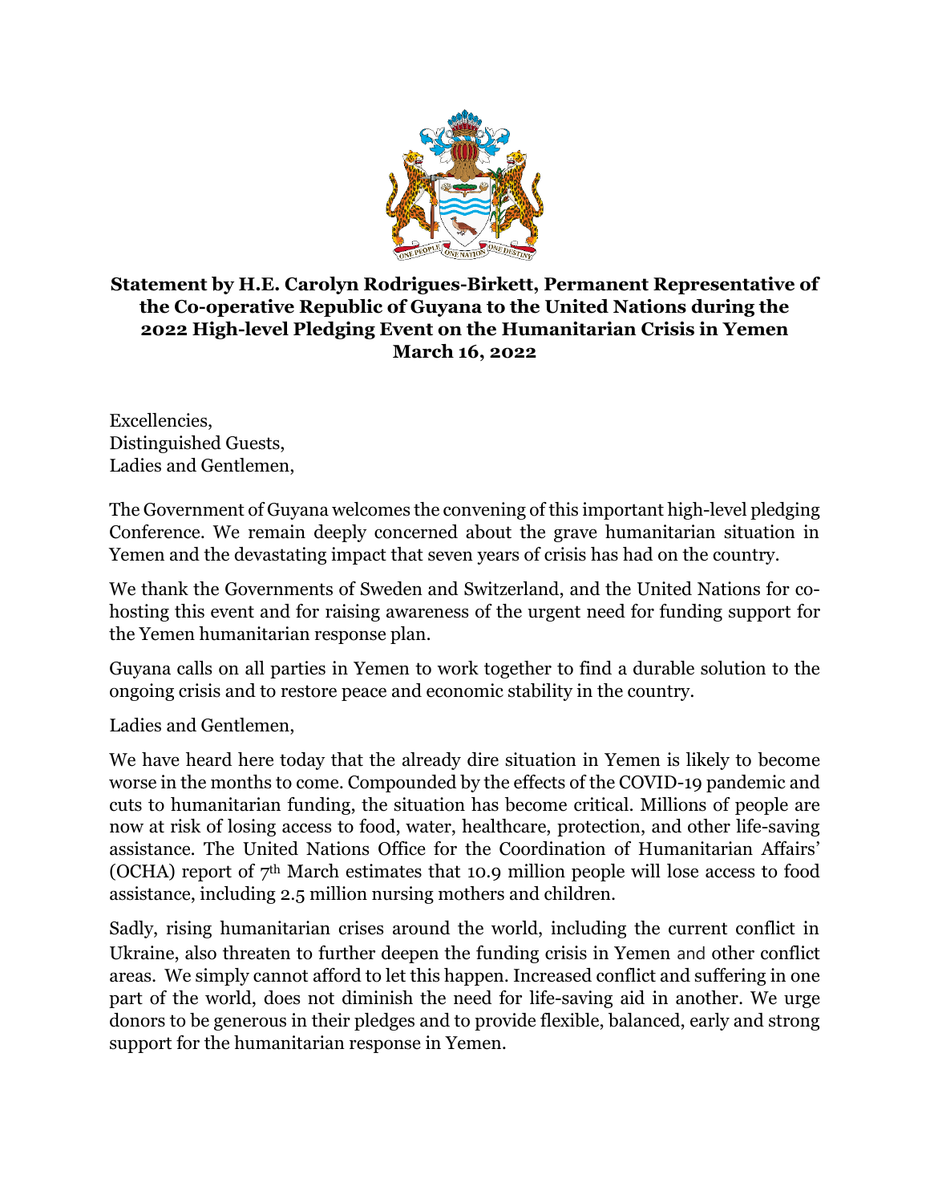**Statement by H.E. Carolyn Rodrigues-Birkett, Permanent Representative of the Co-operative Republic of Guyana to the United Nations during the 2022 High-level Pledging Event on the Humanitarian Crisis in Yemen March 16, 2022**

Excellencies,
Distinguished Guests,
Ladies and Gentlemen,

The Government of Guyana welcomes the convening of this important high-level pledging Conference. We remain deeply concerned about the grave humanitarian situation in Yemen and the devastating impact that seven years of crisis has had on the country.

We thank the Governments of Sweden and Switzerland, and the United Nations for co-hosting this event and for raising awareness of the urgent need for funding support for the Yemen humanitarian response plan.

Guyana calls on all parties in Yemen to work together to find a durable solution to the ongoing crisis and to restore peace and economic stability in the country.

Ladies and Gentlemen,

We have heard here today that the already dire situation in Yemen is likely to become worse in the months to come. Compounded by the effects of the COVID-19 pandemic and cuts to humanitarian funding, the situation has become critical. Millions of people are now at risk of losing access to food, water, healthcare, protection, and other life-saving assistance. The United Nations Office for the Coordination of Humanitarian Affairs' (OCHA) report of 7th March estimates that 10.9 million people will lose access to food assistance, including 2.5 million nursing mothers and children.

Sadly, rising humanitarian crises around the world, including the current conflict in Ukraine, also threaten to further deepen the funding crisis in Yemen and other conflict areas. We simply cannot afford to let this happen. Increased conflict and suffering in one part of the world, does not diminish the need for life-saving aid in another. We urge donors to be generous in their pledges and to provide flexible, balanced, early and strong support for the humanitarian response in Yemen.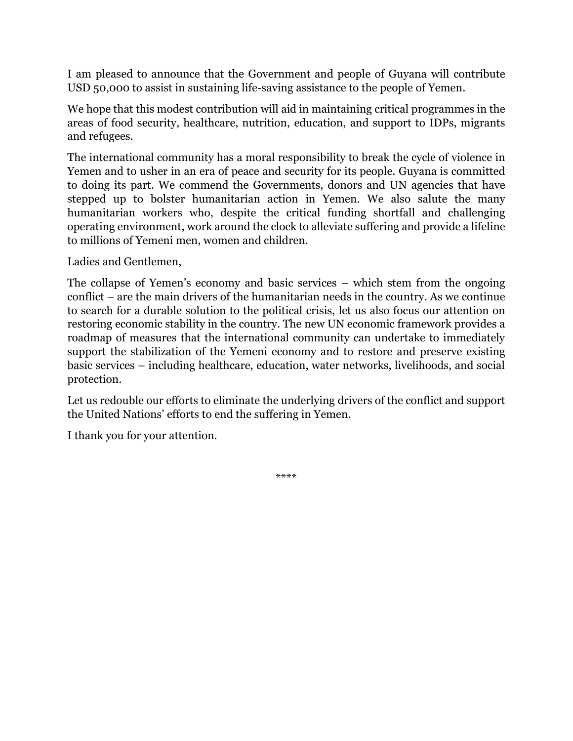I am pleased to announce that the Government and people of Guyana will contribute USD 50,000 to assist in sustaining life-saving assistance to the people of Yemen.

We hope that this modest contribution will aid in maintaining critical programmes in the areas of food security, healthcare, nutrition, education, and support to IDPs, migrants and refugees.

The international community has a moral responsibility to break the cycle of violence in Yemen and to usher in an era of peace and security for its people. Guyana is committed to doing its part. We commend the Governments, donors and UN agencies that have stepped up to bolster humanitarian action in Yemen. We also salute the many humanitarian workers who, despite the critical funding shortfall and challenging operating environment, work around the clock to alleviate suffering and provide a lifeline to millions of Yemeni men, women and children.

Ladies and Gentlemen,

The collapse of Yemen's economy and basic services – which stem from the ongoing conflict – are the main drivers of the humanitarian needs in the country. As we continue to search for a durable solution to the political crisis, let us also focus our attention on restoring economic stability in the country. The new UN economic framework provides a roadmap of measures that the international community can undertake to immediately support the stabilization of the Yemeni economy and to restore and preserve existing basic services – including healthcare, education, water networks, livelihoods, and social protection.

Let us redouble our efforts to eliminate the underlying drivers of the conflict and support the United Nations' efforts to end the suffering in Yemen.

I thank you for your attention.

****